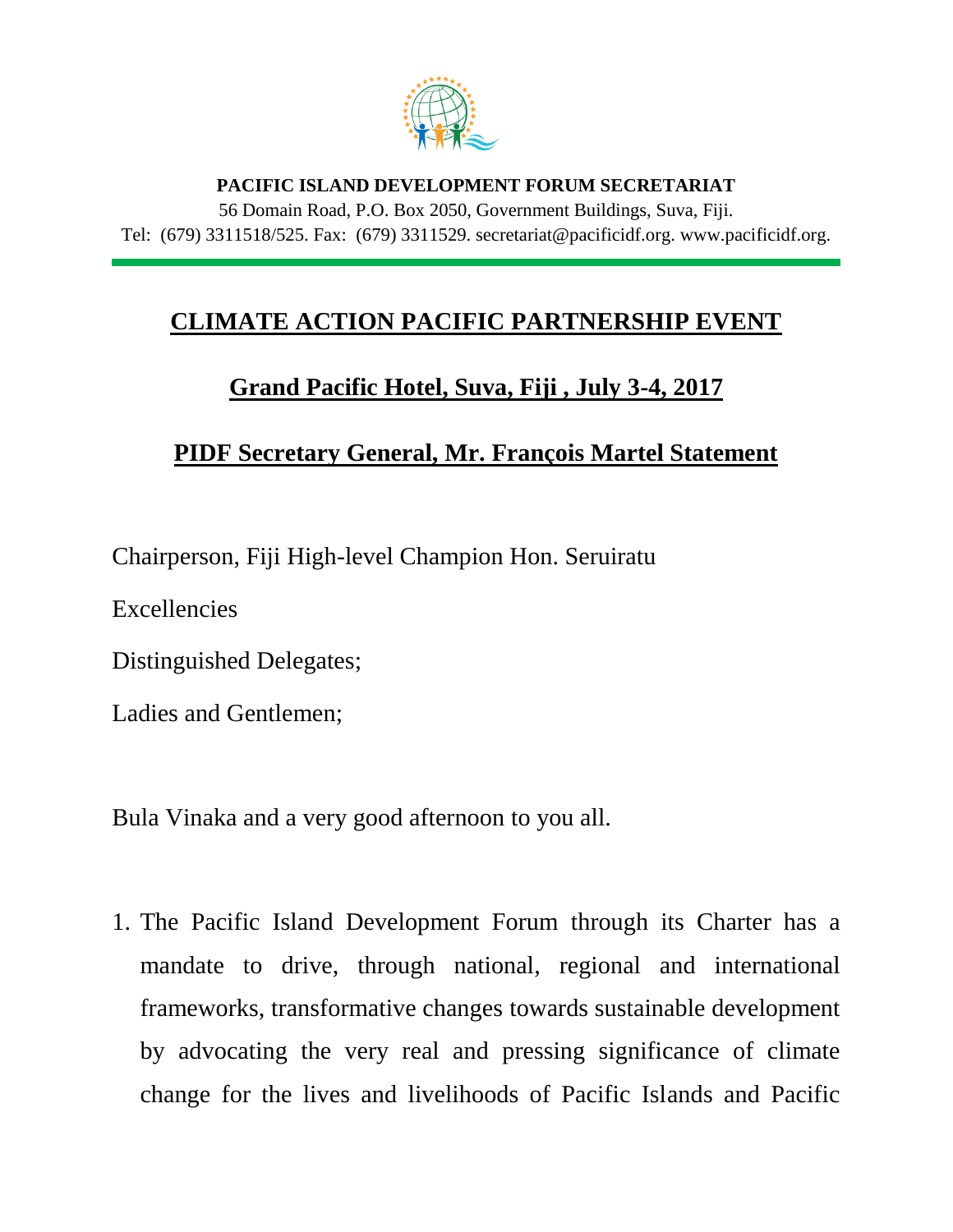**PACIFIC ISLAND DEVELOPMENT FORUM SECRETARIAT**

56 Domain Road, P.O. Box 2050, Government Buildings, Suva, Fiji.

Tel: (679) 3311518/525. Fax: (679) 3311529. secretariat@pacificidf.org. www.pacificidf.org.

# CLIMATE ACTION PACIFIC PARTNERSHIP EVENT

## Grand Pacific Hotel, Suva, Fiji , July 3-4, 2017

## PIDF Secretary General, Mr. François Martel Statement

Chairperson, Fiji High-level Champion Hon. Seruiratu

Excellencies

Distinguished Delegates;

Ladies and Gentlemen;

Bula Vinaka and a very good afternoon to you all.

1. The Pacific Island Development Forum through its Charter has a mandate to drive, through national, regional and international frameworks, transformative changes towards sustainable development by advocating the very real and pressing significance of climate change for the lives and livelihoods of Pacific Islands and Pacific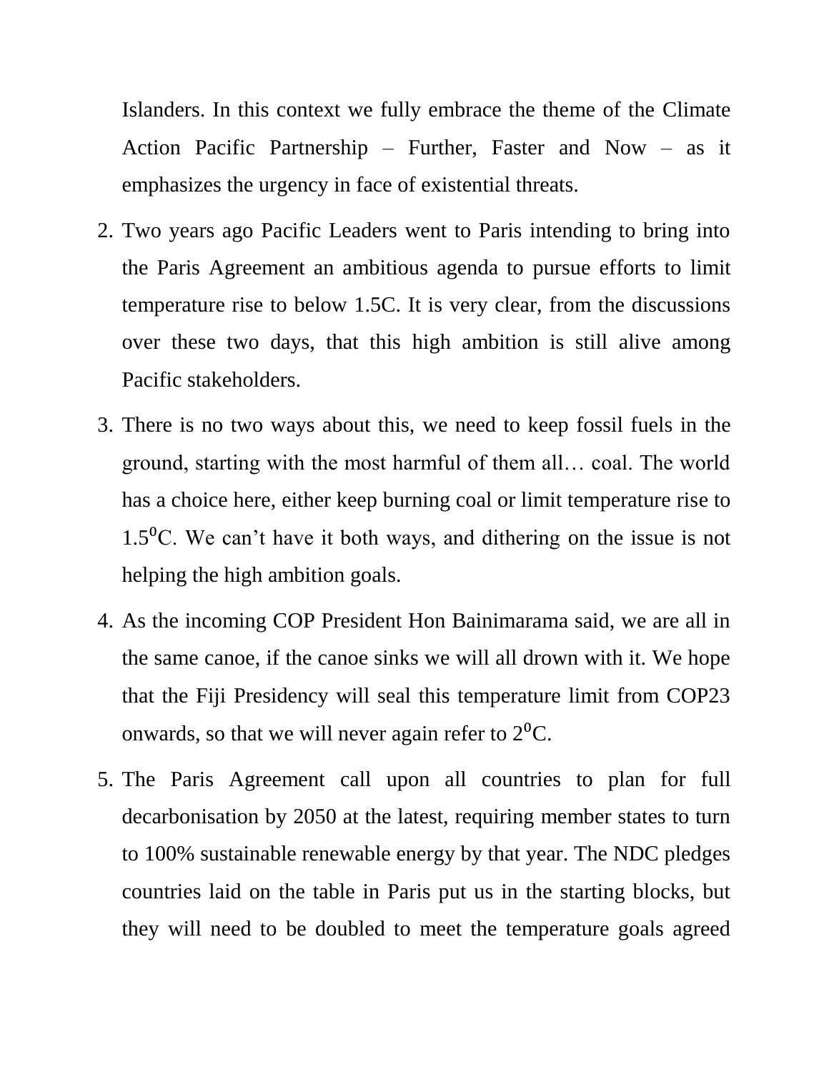Islanders. In this context we fully embrace the theme of the Climate Action Pacific Partnership – Further, Faster and Now – as it emphasizes the urgency in face of existential threats.

2. Two years ago Pacific Leaders went to Paris intending to bring into the Paris Agreement an ambitious agenda to pursue efforts to limit temperature rise to below 1.5C. It is very clear, from the discussions over these two days, that this high ambition is still alive among Pacific stakeholders.

3. There is no two ways about this, we need to keep fossil fuels in the ground, starting with the most harmful of them all… coal. The world has a choice here, either keep burning coal or limit temperature rise to $1.5^{0}$C. We can't have it both ways, and dithering on the issue is not helping the high ambition goals.

4. As the incoming COP President Hon Bainimarama said, we are all in the same canoe, if the canoe sinks we will all drown with it. We hope that the Fiji Presidency will seal this temperature limit from COP23 onwards, so that we will never again refer to $2^{0}$C.

5. The Paris Agreement call upon all countries to plan for full decarbonisation by 2050 at the latest, requiring member states to turn to 100% sustainable renewable energy by that year. The NDC pledges countries laid on the table in Paris put us in the starting blocks, but they will need to be doubled to meet the temperature goals agreed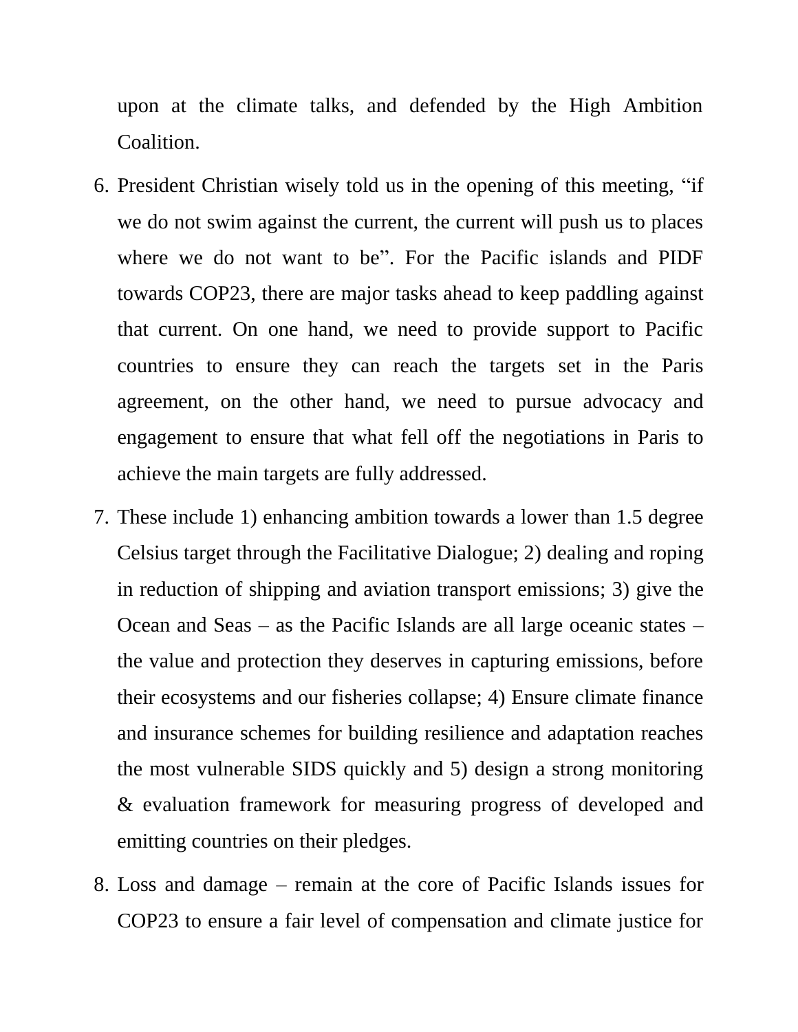upon at the climate talks, and defended by the High Ambition Coalition.

6. President Christian wisely told us in the opening of this meeting, "if we do not swim against the current, the current will push us to places where we do not want to be". For the Pacific islands and PIDF towards COP23, there are major tasks ahead to keep paddling against that current. On one hand, we need to provide support to Pacific countries to ensure they can reach the targets set in the Paris agreement, on the other hand, we need to pursue advocacy and engagement to ensure that what fell off the negotiations in Paris to achieve the main targets are fully addressed.
7. These include 1) enhancing ambition towards a lower than 1.5 degree Celsius target through the Facilitative Dialogue; 2) dealing and roping in reduction of shipping and aviation transport emissions; 3) give the Ocean and Seas – as the Pacific Islands are all large oceanic states – the value and protection they deserves in capturing emissions, before their ecosystems and our fisheries collapse; 4) Ensure climate finance and insurance schemes for building resilience and adaptation reaches the most vulnerable SIDS quickly and 5) design a strong monitoring & evaluation framework for measuring progress of developed and emitting countries on their pledges.
8. Loss and damage – remain at the core of Pacific Islands issues for COP23 to ensure a fair level of compensation and climate justice for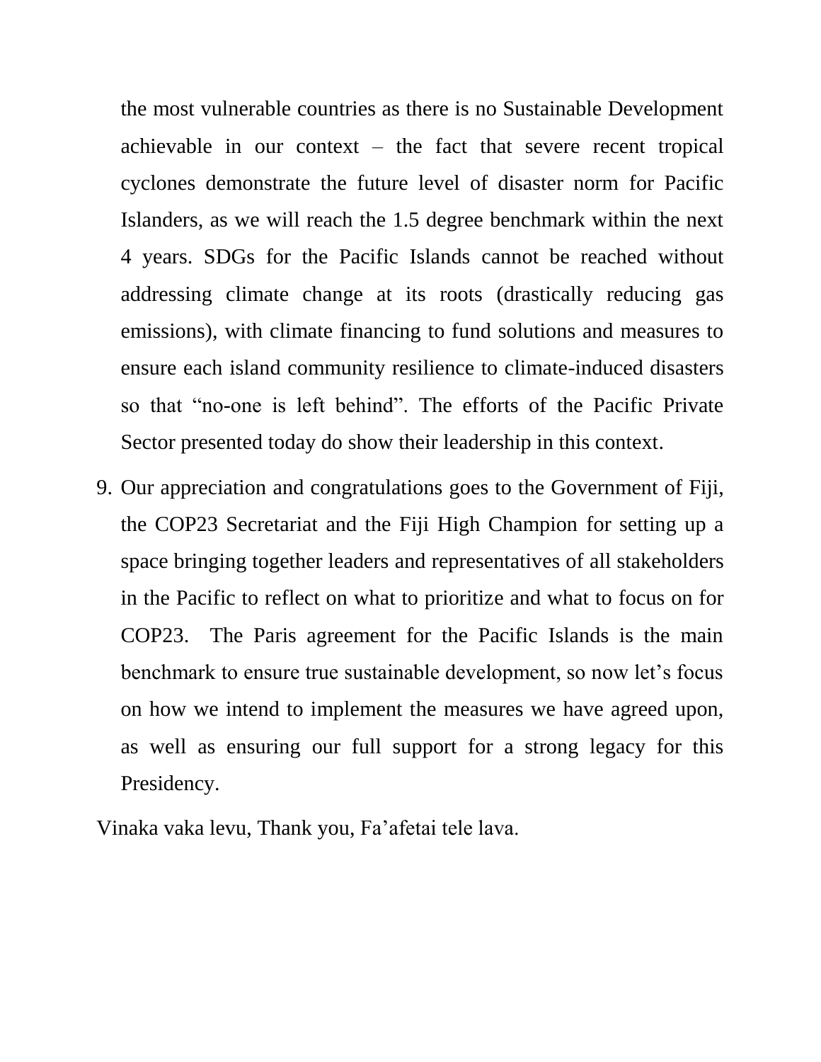the most vulnerable countries as there is no Sustainable Development achievable in our context – the fact that severe recent tropical cyclones demonstrate the future level of disaster norm for Pacific Islanders, as we will reach the 1.5 degree benchmark within the next 4 years. SDGs for the Pacific Islands cannot be reached without addressing climate change at its roots (drastically reducing gas emissions), with climate financing to fund solutions and measures to ensure each island community resilience to climate-induced disasters so that "no-one is left behind". The efforts of the Pacific Private Sector presented today do show their leadership in this context.

9. Our appreciation and congratulations goes to the Government of Fiji, the COP23 Secretariat and the Fiji High Champion for setting up a space bringing together leaders and representatives of all stakeholders in the Pacific to reflect on what to prioritize and what to focus on for COP23. The Paris agreement for the Pacific Islands is the main benchmark to ensure true sustainable development, so now let's focus on how we intend to implement the measures we have agreed upon, as well as ensuring our full support for a strong legacy for this Presidency.

Vinaka vaka levu, Thank you, Fa'afetai tele lava.